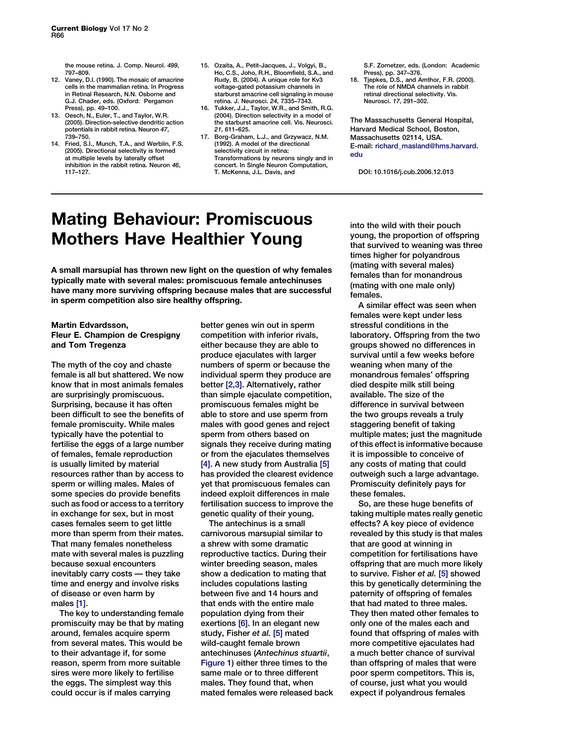the mouse retina. J. Comp. Neurol. *499*, 797–809.

12. Vaney, D.I. (1990). The mosaic of amacrine cells in the mammalian retina. In Progress in Retinal Research, N.N. Osborne and G.J. Chader, eds. (Oxford: Pergamon Press), pp. 49–100.
13. Oesch, N., Euler, T., and Taylor, W.R. (2005). Direction-selective dendritic action potentials in rabbit retina. Neuron *47*, 739–750.
14. Fried, S.I., Munch, T.A., and Werblin, F.S. (2005). Directional selectivity is formed at multiple levels by laterally offset inhibition in the rabbit retina. Neuron *46*, 117–127.
15. Ozaita, A., Petit-Jacques, J., Volgyi, B., Ho, C.S., Joho, R.H., Bloomfield, S.A., and Rudy, B. (2004). A unique role for Kv3 voltage-gated potassium channels in starburst amacrine cell signaling in mouse retina. J. Neurosci. *24*, 7335–7343.
16. Tukker, J.J., Taylor, W.R., and Smith, R.G. (2004). Direction selectivity in a model of the starburst amacrine cell. Vis. Neurosci. *21*, 611–625.
17. Borg-Graham, L.J., and Grzywacz, N.M. (1992). A model of the directional selectivity circuit in retina: Transformations by neurons singly and in concert. In Single Neuron Computation, T. McKenna, J.L. Davis, and S.F. Zornetzer, eds. (London: Academic Press), pp. 347–376.
18. Tjepkes, D.S., and Amthor, F.R. (2000). The role of NMDA channels in rabbit retinal directional selectivity. Vis. Neurosci. *17*, 291–302.

The Massachusetts General Hospital, Harvard Medical School, Boston, Massachusetts 02114, USA.
E-mail: richard_masland@hms.harvard.edu

DOI: 10.1016/j.cub.2006.12.013

# Mating Behaviour: Promiscuous Mothers Have Healthier Young

**A small marsupial has thrown new light on the question of why females typically mate with several males: promiscuous female antechinuses have many more surviving offspring because males that are successful in sperm competition also sire healthy offspring.**

**Martin Edvardsson, Fleur E. Champion de Crespigny and Tom Tregenza**

The myth of the coy and chaste female is all but shattered. We now know that in most animals females are surprisingly promiscuous. Surprising, because it has often been difficult to see the benefits of female promiscuity. While males typically have the potential to fertilise the eggs of a large number of females, female reproduction is usually limited by material resources rather than by access to sperm or willing males. Males of some species do provide benefits such as food or access to a territory in exchange for sex, but in most cases females seem to get little more than sperm from their mates. That many females nonetheless mate with several males is puzzling because sexual encounters inevitably carry costs — they take time and energy and involve risks of disease or even harm by males [1].

The key to understanding female promiscuity may be that by mating around, females acquire sperm from several mates. This would be to their advantage if, for some reason, sperm from more suitable sires were more likely to fertilise the eggs. The simplest way this could occur is if males carrying better genes win out in sperm competition with inferior rivals, either because they are able to produce ejaculates with larger numbers of sperm or because the individual sperm they produce are better [2,3]. Alternatively, rather than simple ejaculate competition, promiscuous females might be able to store and use sperm from males with good genes and reject sperm from others based on signals they receive during mating or from the ejaculates themselves [4]. A new study from Australia [5] has provided the clearest evidence yet that promiscuous females can indeed exploit differences in male fertilisation success to improve the genetic quality of their young.

The antechinus is a small carnivorous marsupial similar to a shrew with some dramatic reproductive tactics. During their winter breeding season, males show a dedication to mating that includes copulations lasting between five and 14 hours and that ends with the entire male population dying from their exertions [6]. In an elegant new study, Fisher *et al.* [5] mated wild-caught female brown antechinuses (*Antechinus stuartii*, Figure 1) either three times to the same male or to three different males. They found that, when mated females were released back into the wild with their pouch young, the proportion of offspring that survived to weaning was three times higher for polyandrous (mating with several males) females than for monandrous (mating with one male only) females.

A similar effect was seen when females were kept under less stressful conditions in the laboratory. Offspring from the two groups showed no differences in survival until a few weeks before weaning when many of the monandrous females' offspring died despite milk still being available. The size of the difference in survival between the two groups reveals a truly staggering benefit of taking multiple mates; just the magnitude of this effect is informative because it is impossible to conceive of any costs of mating that could outweigh such a large advantage. Promiscuity definitely pays for these females.

So, are these huge benefits of taking multiple mates really genetic effects? A key piece of evidence revealed by this study is that males that are good at winning in competition for fertilisations have offspring that are much more likely to survive. Fisher *et al.* [5] showed this by genetically determining the paternity of offspring of females that had mated to three males. They then mated other females to only one of the males each and found that offspring of males with more competitive ejaculates had a much better chance of survival than offspring of males that were poor sperm competitors. This is, of course, just what you would expect if polyandrous females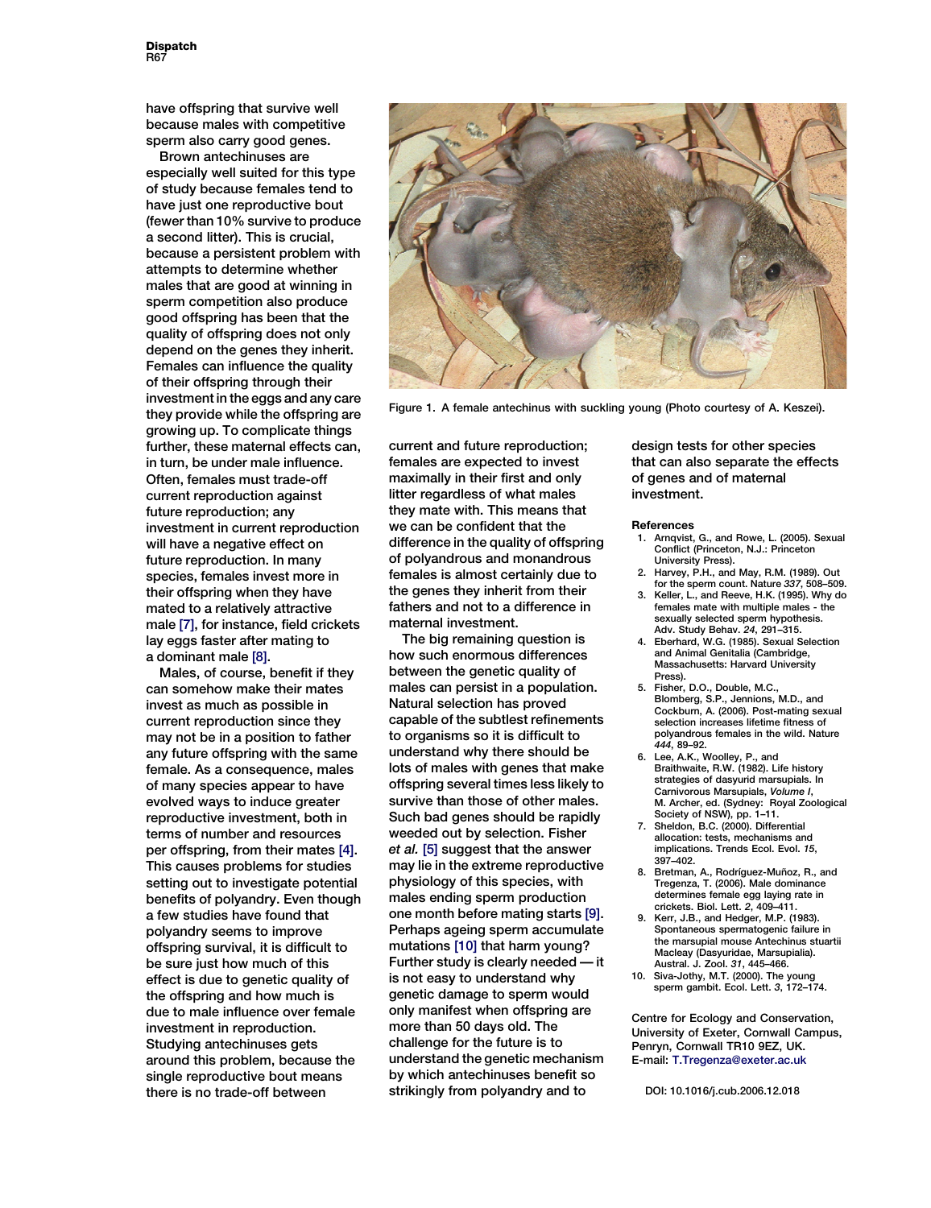have offspring that survive well because males with competitive sperm also carry good genes.

Brown antechinuses are especially well suited for this type of study because females tend to have just one reproductive bout (fewer than 10% survive to produce a second litter). This is crucial, because a persistent problem with attempts to determine whether males that are good at winning in sperm competition also produce good offspring has been that the quality of offspring does not only depend on the genes they inherit. Females can influence the quality of their offspring through their investment in the eggs and any care they provide while the offspring are growing up. To complicate things further, these maternal effects can, in turn, be under male influence. Often, females must trade-off current reproduction against future reproduction; any investment in current reproduction will have a negative effect on future reproduction. In many species, females invest more in their offspring when they have mated to a relatively attractive male [7], for instance, field crickets lay eggs faster after mating to a dominant male [8].

Males, of course, benefit if they can somehow make their mates invest as much as possible in current reproduction since they may not be in a position to father any future offspring with the same female. As a consequence, males of many species appear to have evolved ways to induce greater reproductive investment, both in terms of number and resources per offspring, from their mates [4]. This causes problems for studies setting out to investigate potential benefits of polyandry. Even though a few studies have found that polyandry seems to improve offspring survival, it is difficult to be sure just how much of this effect is due to genetic quality of the offspring and how much is due to male influence over female investment in reproduction. Studying antechinuses gets around this problem, because the single reproductive bout means there is no trade-off between current and future reproduction; females are expected to invest maximally in their first and only litter regardless of what males they mate with. This means that we can be confident that the difference in the quality of offspring of polyandrous and monandrous females is almost certainly due to the genes they inherit from their fathers and not to a difference in maternal investment.

Figure 1. A female antechinus with suckling young (Photo courtesy of A. Keszei).

The big remaining question is how such enormous differences between the genetic quality of males can persist in a population. Natural selection has proved capable of the subtlest refinements to organisms so it is difficult to understand why there should be lots of males with genes that make offspring several times less likely to survive than those of other males. Such bad genes should be rapidly weeded out by selection. Fisher *et al.* [5] suggest that the answer may lie in the extreme reproductive physiology of this species, with males ending sperm production one month before mating starts [9]. Perhaps ageing sperm accumulate mutations [10] that harm young? Further study is clearly needed — it is not easy to understand why genetic damage to sperm would only manifest when offspring are more than 50 days old. The challenge for the future is to understand the genetic mechanism by which antechinuses benefit so strikingly from polyandry and to design tests for other species that can also separate the effects of genes and of maternal investment.

## References

1. Arnqvist, G., and Rowe, L. (2005). Sexual Conflict (Princeton, N.J.: Princeton University Press).
2. Harvey, P.H., and May, R.M. (1989). Out for the sperm count. Nature *337*, 508–509.
3. Keller, L., and Reeve, H.K. (1995). Why do females mate with multiple males - the sexually selected sperm hypothesis. Adv. Study Behav. *24*, 291–315.
4. Eberhard, W.G. (1985). Sexual Selection and Animal Genitalia (Cambridge, Massachusetts: Harvard University Press).
5. Fisher, D.O., Double, M.C., Blomberg, S.P., Jennions, M.D., and Cockburn, A. (2006). Post-mating sexual selection increases lifetime fitness of polyandrous females in the wild. Nature *444*, 89–92.
6. Lee, A.K., Woolley, P., and Braithwaite, R.W. (1982). Life history strategies of dasyurid marsupials. In Carnivorous Marsupials, *Volume I*, M. Archer, ed. (Sydney: Royal Zoological Society of NSW), pp. 1–11.
7. Sheldon, B.C. (2000). Differential allocation: tests, mechanisms and implications. Trends Ecol. Evol. *15*, 397–402.
8. Bretman, A., Rodríguez-Muñoz, R., and Tregenza, T. (2006). Male dominance determines female egg laying rate in crickets. Biol. Lett. *2*, 409–411.
9. Kerr, J.B., and Hedger, M.P. (1983). Spontaneous spermatogenic failure in the marsupial mouse Antechinus stuartii Macleay (Dasyuridae, Marsupialia). Austral. J. Zool. *31*, 445–466.
10. Siva-Jothy, M.T. (2000). The young sperm gambit. Ecol. Lett. *3*, 172–174.

Centre for Ecology and Conservation, University of Exeter, Cornwall Campus, Penryn, Cornwall TR10 9EZ, UK.
E-mail: T.Tregenza@exeter.ac.uk

DOI: 10.1016/j.cub.2006.12.018